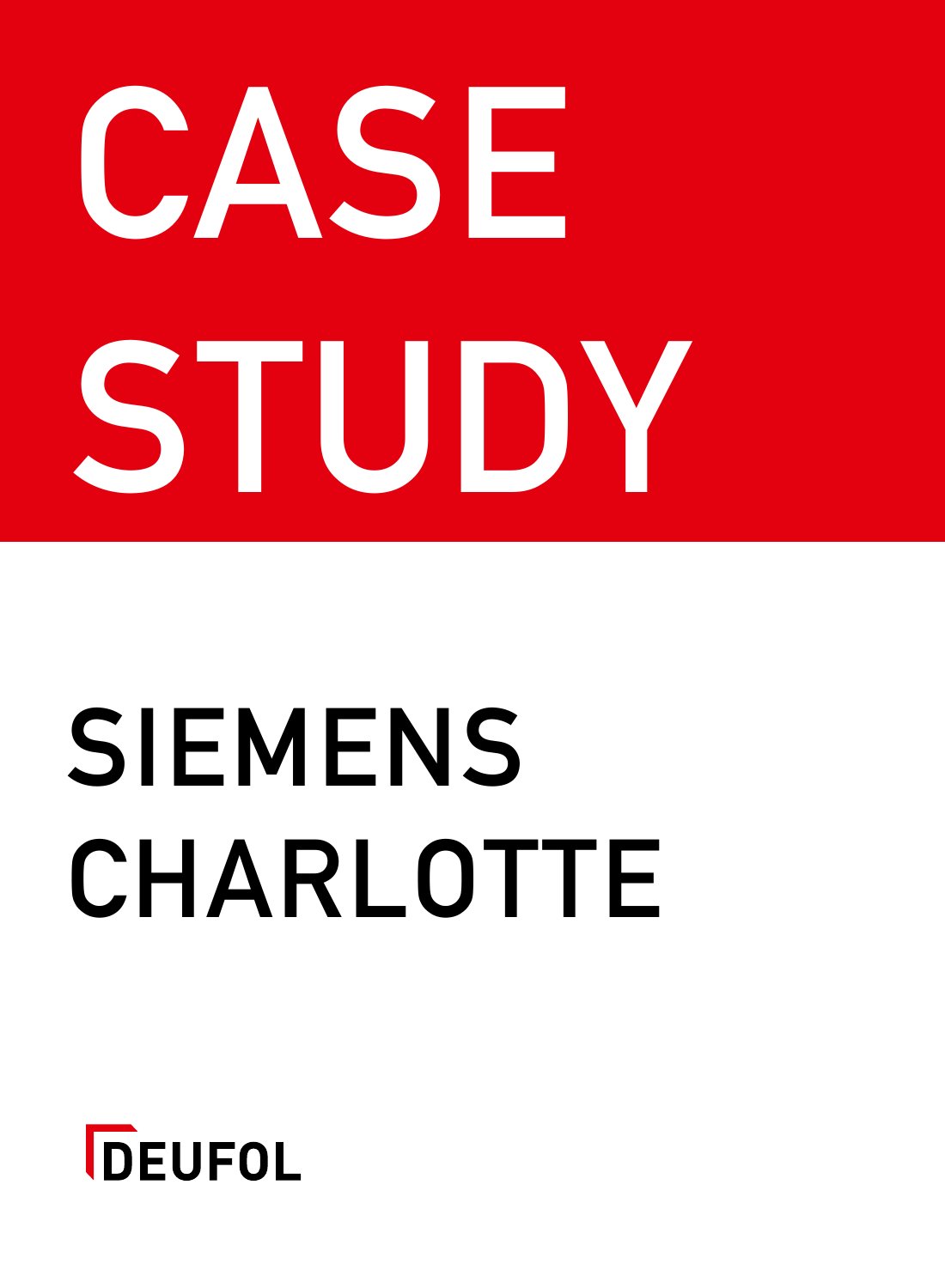# CASE STUDY

## SIEMENS CHARLOTTE

DEUFOL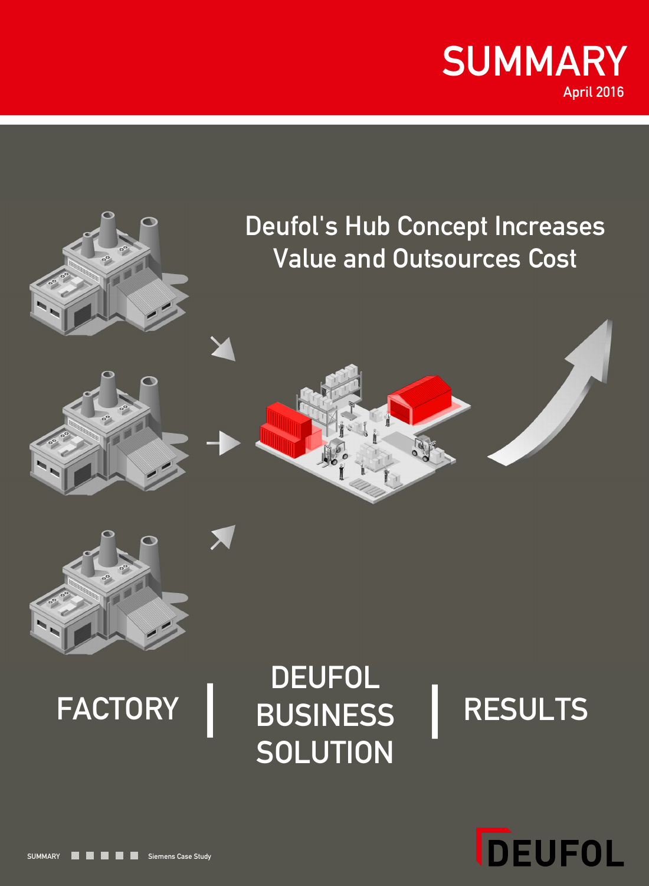# SUMMARY

April 2016

## Deufol's Hub Concept Increases Value and Outsources Cost

FACTORY | DEUFOL BUSINESS SOLUTION | RESULTS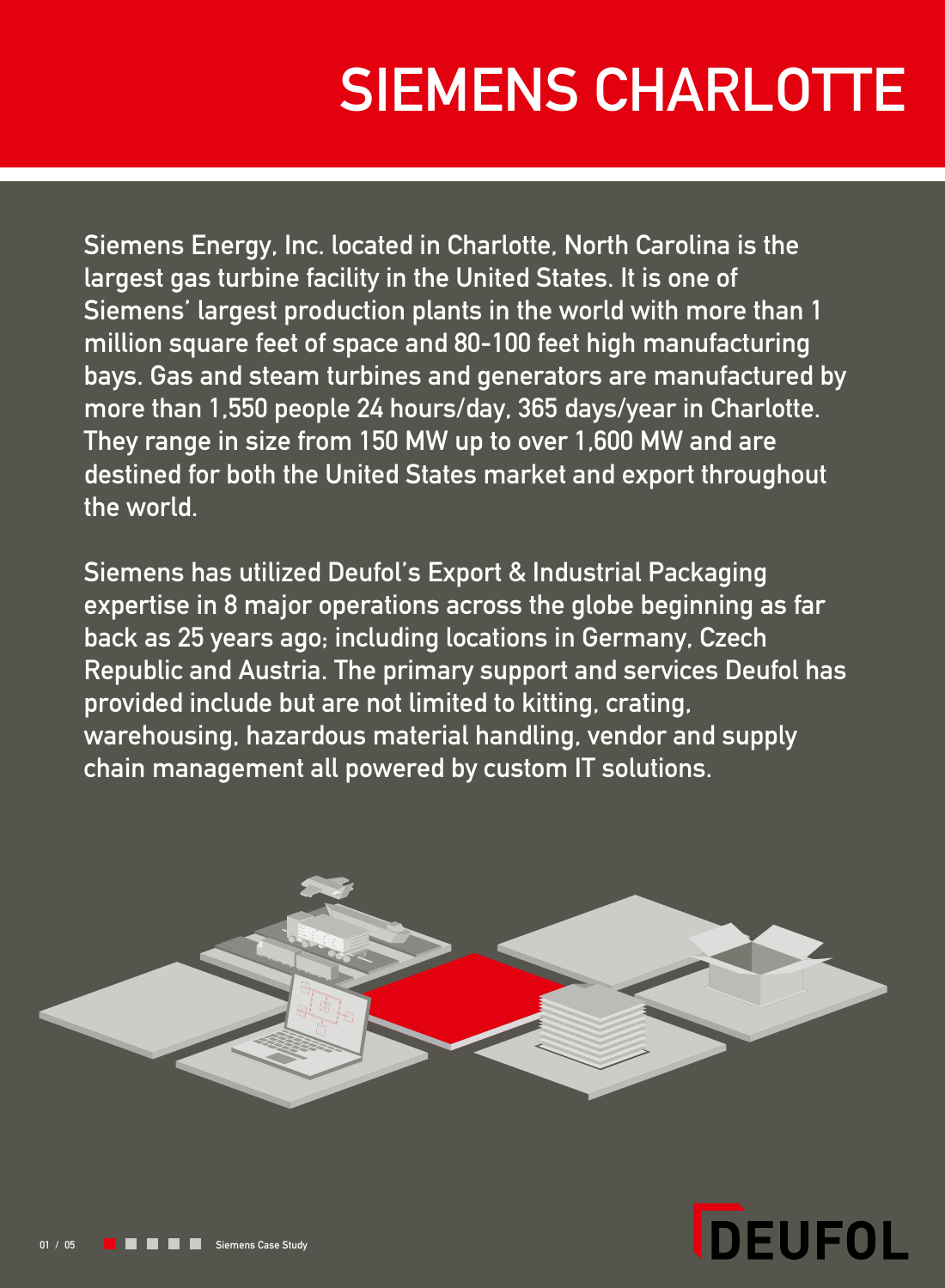# SIEMENS CHARLOTTE

Siemens Energy, Inc. located in Charlotte, North Carolina is the largest gas turbine facility in the United States. It is one of Siemens' largest production plants in the world with more than 1 million square feet of space and 80-100 feet high manufacturing bays. Gas and steam turbines and generators are manufactured by more than 1,550 people 24 hours/day, 365 days/year in Charlotte. They range in size from 150 MW up to over 1,600 MW and are destined for both the United States market and export throughout the world.

Siemens has utilized Deufol's Export & Industrial Packaging expertise in 8 major operations across the globe beginning as far back as 25 years ago; including locations in Germany, Czech Republic and Austria. The primary support and services Deufol has provided include but are not limited to kitting, crating, warehousing, hazardous material handling, vendor and supply chain management all powered by custom IT solutions.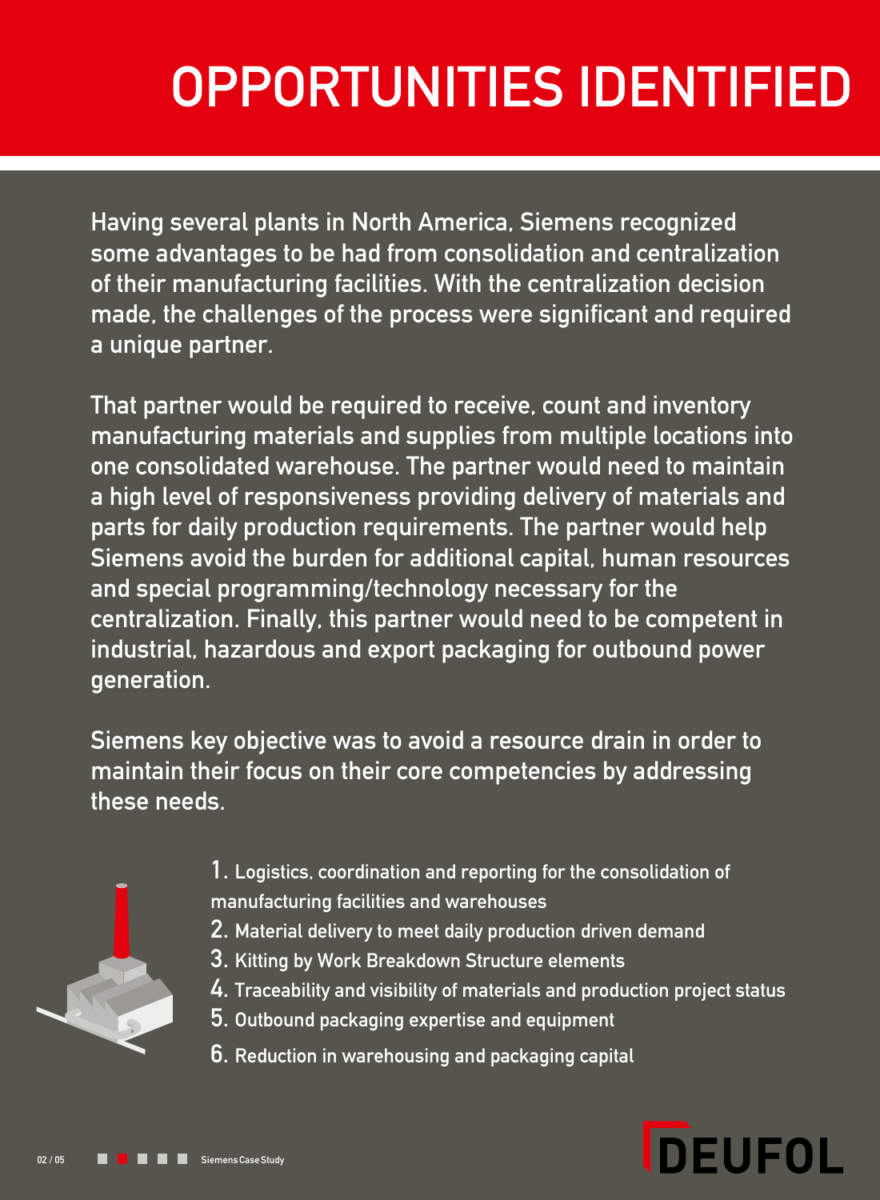# OPPORTUNITIES IDENTIFIED

Having several plants in North America, Siemens recognized some advantages to be had from consolidation and centralization of their manufacturing facilities. With the centralization decision made, the challenges of the process were significant and required a unique partner.

That partner would be required to receive, count and inventory manufacturing materials and supplies from multiple locations into one consolidated warehouse. The partner would need to maintain a high level of responsiveness providing delivery of materials and parts for daily production requirements. The partner would help Siemens avoid the burden for additional capital, human resources and special programming/technology necessary for the centralization. Finally, this partner would need to be competent in industrial, hazardous and export packaging for outbound power generation.

Siemens key objective was to avoid a resource drain in order to maintain their focus on their core competencies by addressing these needs.

1. Logistics, coordination and reporting for the consolidation of manufacturing facilities and warehouses
2. Material delivery to meet daily production driven demand
3. Kitting by Work Breakdown Structure elements
4. Traceability and visibility of materials and production project status
5. Outbound packaging expertise and equipment
6. Reduction in warehousing and packaging capital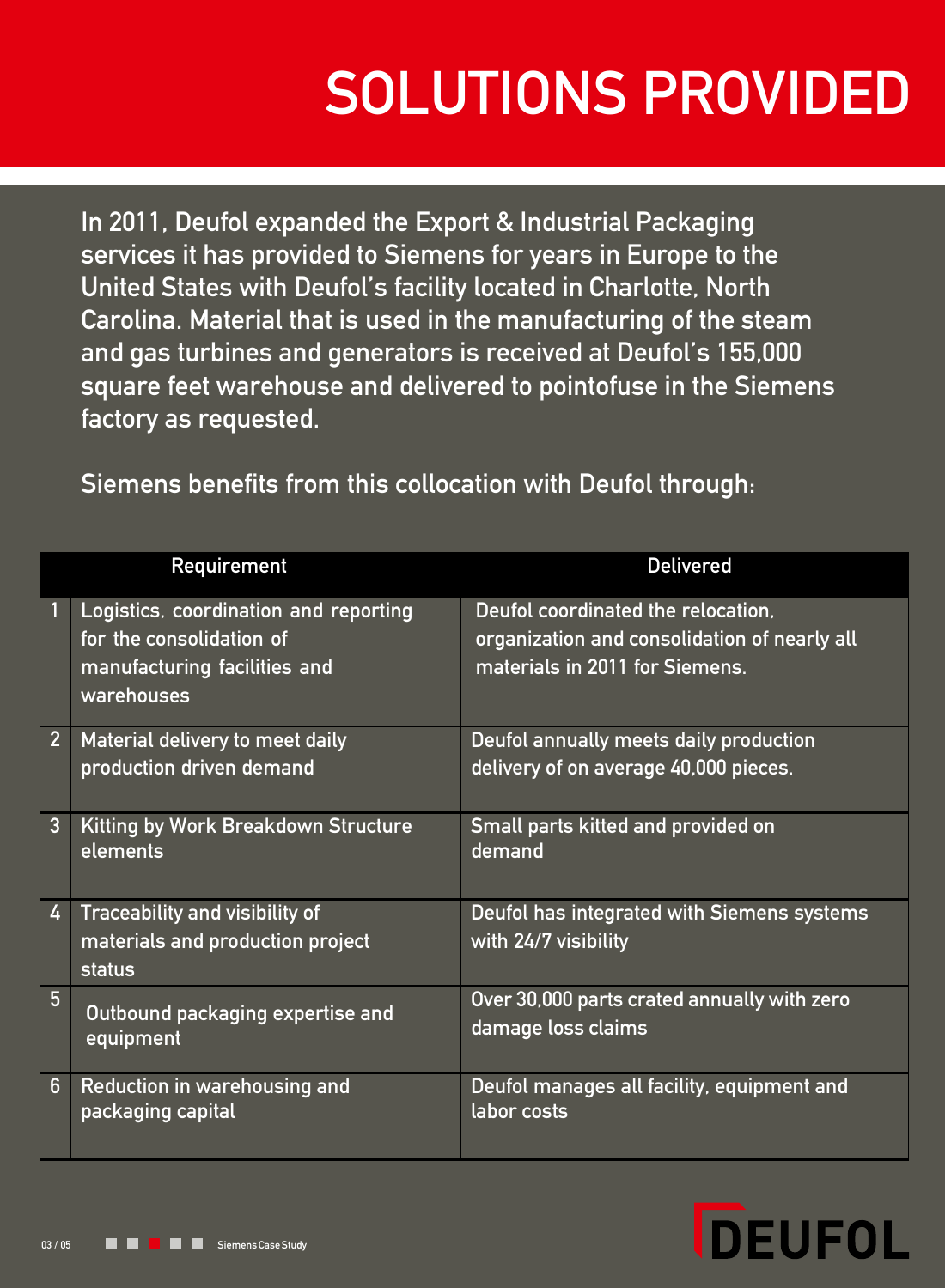# SOLUTIONS PROVIDED

In 2011, Deufol expanded the Export & Industrial Packaging services it has provided to Siemens for years in Europe to the United States with Deufol's facility located in Charlotte, North Carolina. Material that is used in the manufacturing of the steam and gas turbines and generators is received at Deufol's 155,000 square feet warehouse and delivered to pointofuse in the Siemens factory as requested.

Siemens benefits from this collocation with Deufol through:

| | Requirement | Delivered |
|---|---|---|
| 1 | Logistics, coordination and reporting for the consolidation of manufacturing facilities and warehouses | Deufol coordinated the relocation, organization and consolidation of nearly all materials in 2011 for Siemens. |
| 2 | Material delivery to meet daily production driven demand | Deufol annually meets daily production delivery of on average 40,000 pieces. |
| 3 | Kitting by Work Breakdown Structure elements | Small parts kitted and provided on demand |
| 4 | Traceability and visibility of materials and production project status | Deufol has integrated with Siemens systems with 24/7 visibility |
| 5 | Outbound packaging expertise and equipment | Over 30,000 parts crated annually with zero damage loss claims |
| 6 | Reduction in warehousing and packaging capital | Deufol manages all facility, equipment and labor costs |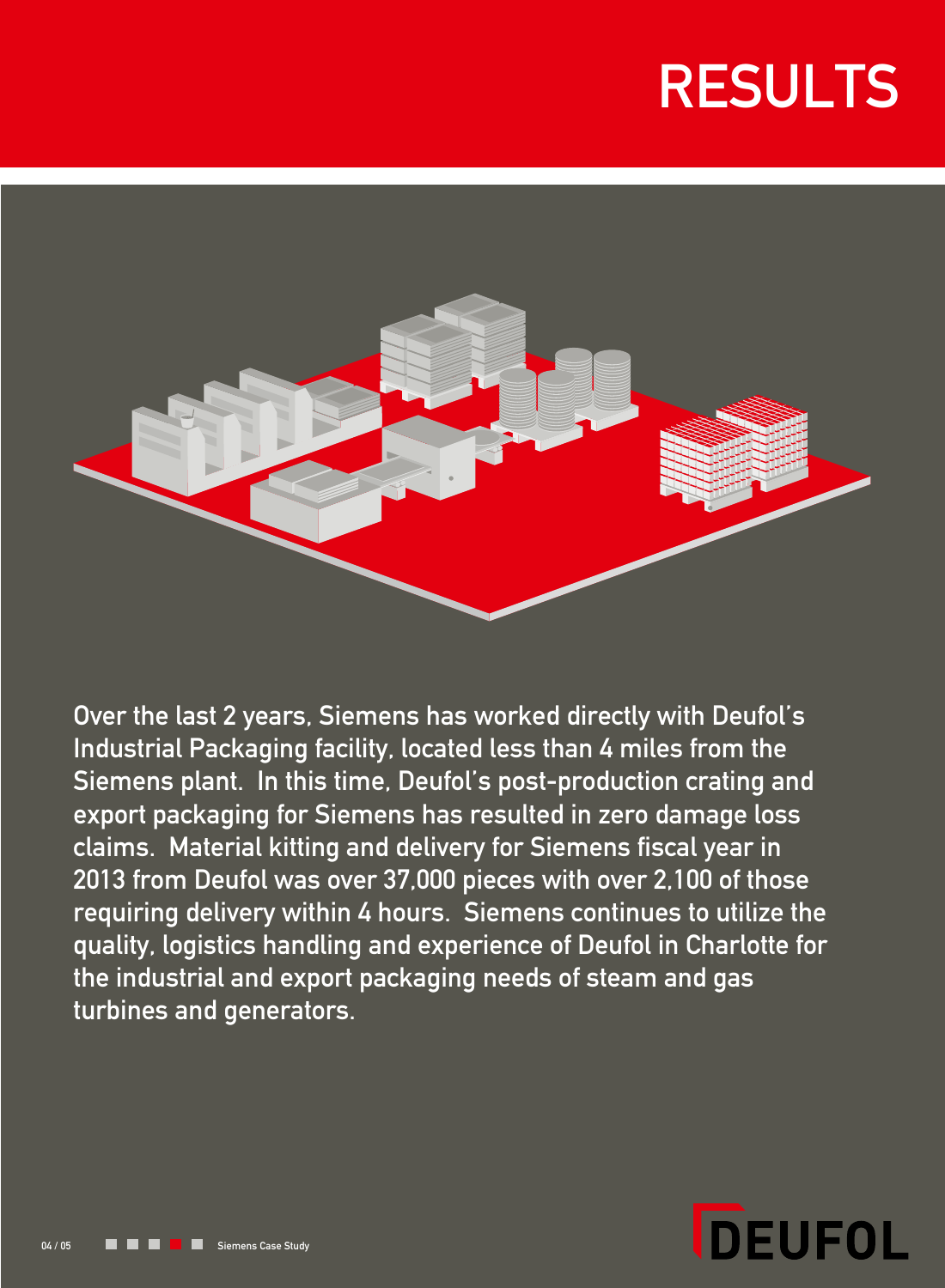# RESULTS

Over the last 2 years, Siemens has worked directly with Deufol's Industrial Packaging facility, located less than 4 miles from the Siemens plant. In this time, Deufol's post-production crating and export packaging for Siemens has resulted in zero damage loss claims. Material kitting and delivery for Siemens fiscal year in 2013 from Deufol was over 37,000 pieces with over 2,100 of those requiring delivery within 4 hours. Siemens continues to utilize the quality, logistics handling and experience of Deufol in Charlotte for the industrial and export packaging needs of steam and gas turbines and generators.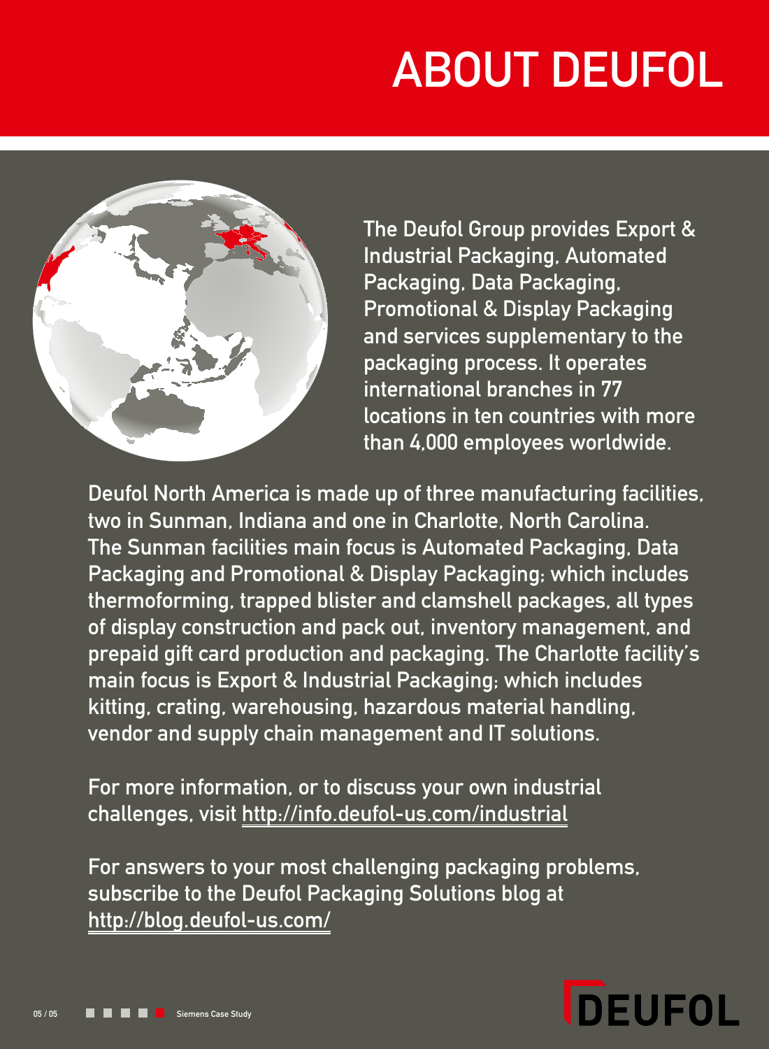# ABOUT DEUFOL

The Deufol Group provides Export & Industrial Packaging, Automated Packaging, Data Packaging, Promotional & Display Packaging and services supplementary to the packaging process. It operates international branches in 77 locations in ten countries with more than 4,000 employees worldwide.

Deufol North America is made up of three manufacturing facilities, two in Sunman, Indiana and one in Charlotte, North Carolina. The Sunman facilities main focus is Automated Packaging, Data Packaging and Promotional & Display Packaging; which includes thermoforming, trapped blister and clamshell packages, all types of display construction and pack out, inventory management, and prepaid gift card production and packaging. The Charlotte facility's main focus is Export & Industrial Packaging; which includes kitting, crating, warehousing, hazardous material handling, vendor and supply chain management and IT solutions.

For more information, or to discuss your own industrial challenges, visit http://info.deufol-us.com/industrial

For answers to your most challenging packaging problems, subscribe to the Deufol Packaging Solutions blog at http://blog.deufol-us.com/

DEUFOL